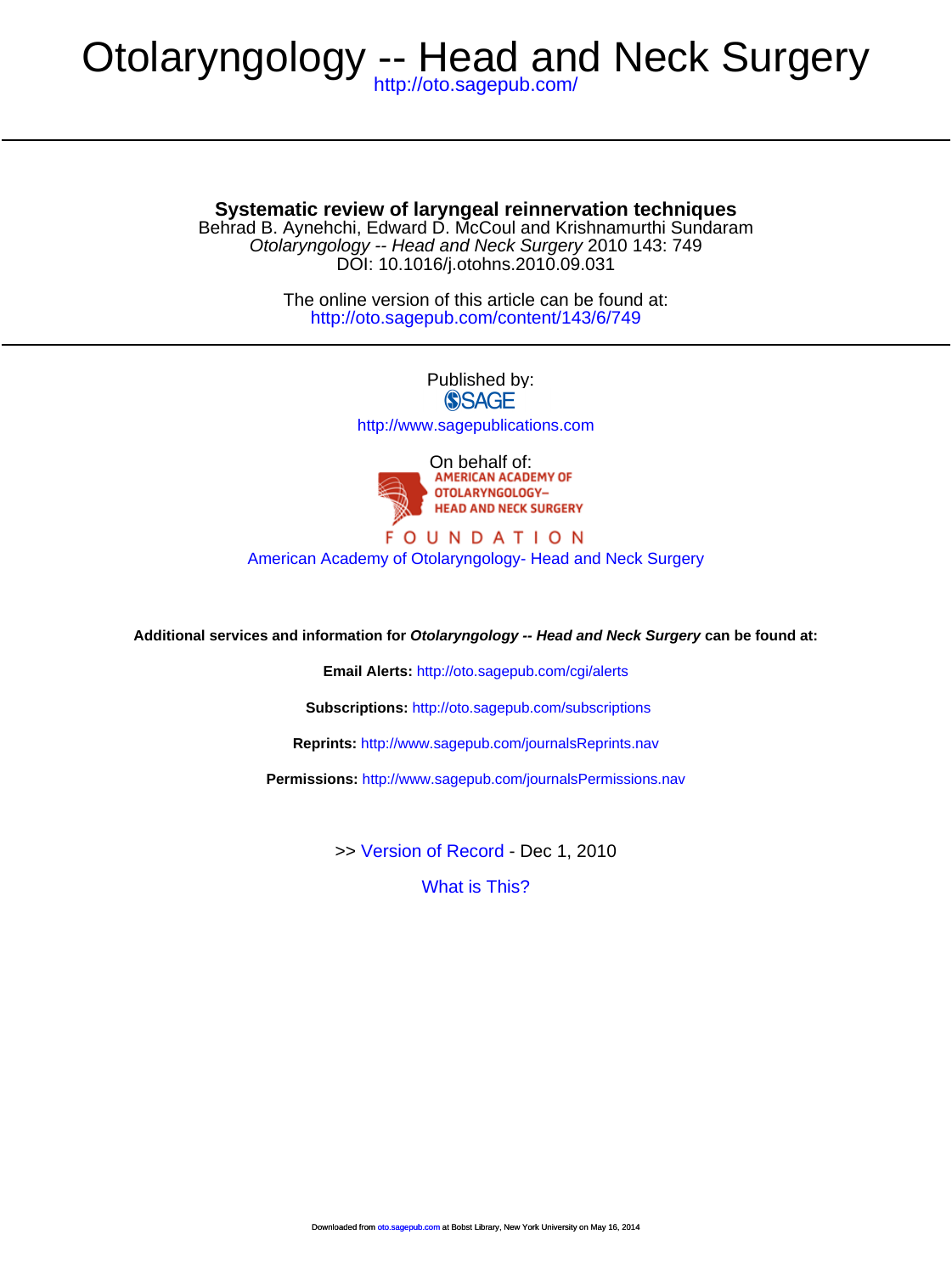# Otolaryngology -- Head and Neck Surgery

http://oto.sagepub.com/

## Systematic review of laryngeal reinnervation techniques

Behrad B. Aynehchi, Edward D. McCoul and Krishnamurthi Sundaram

*Otolaryngology -- Head and Neck Surgery* 2010 143: 749

DOI: 10.1016/j.otohns.2010.09.031

The online version of this article can be found at:

http://oto.sagepub.com/content/143/6/749

Published by:

SAGE

http://www.sagepublications.com

On behalf of:

AMERICAN ACADEMY OF OTOLARYNGOLOGY– HEAD AND NECK SURGERY

FOUNDATION

American Academy of Otolaryngology- Head and Neck Surgery

**Additional services and information for *Otolaryngology -- Head and Neck Surgery* can be found at:**

**Email Alerts:** http://oto.sagepub.com/cgi/alerts

**Subscriptions:** http://oto.sagepub.com/subscriptions

**Reprints:** http://www.sagepub.com/journalsReprints.nav

**Permissions:** http://www.sagepub.com/journalsPermissions.nav

>> Version of Record - Dec 1, 2010

What is This?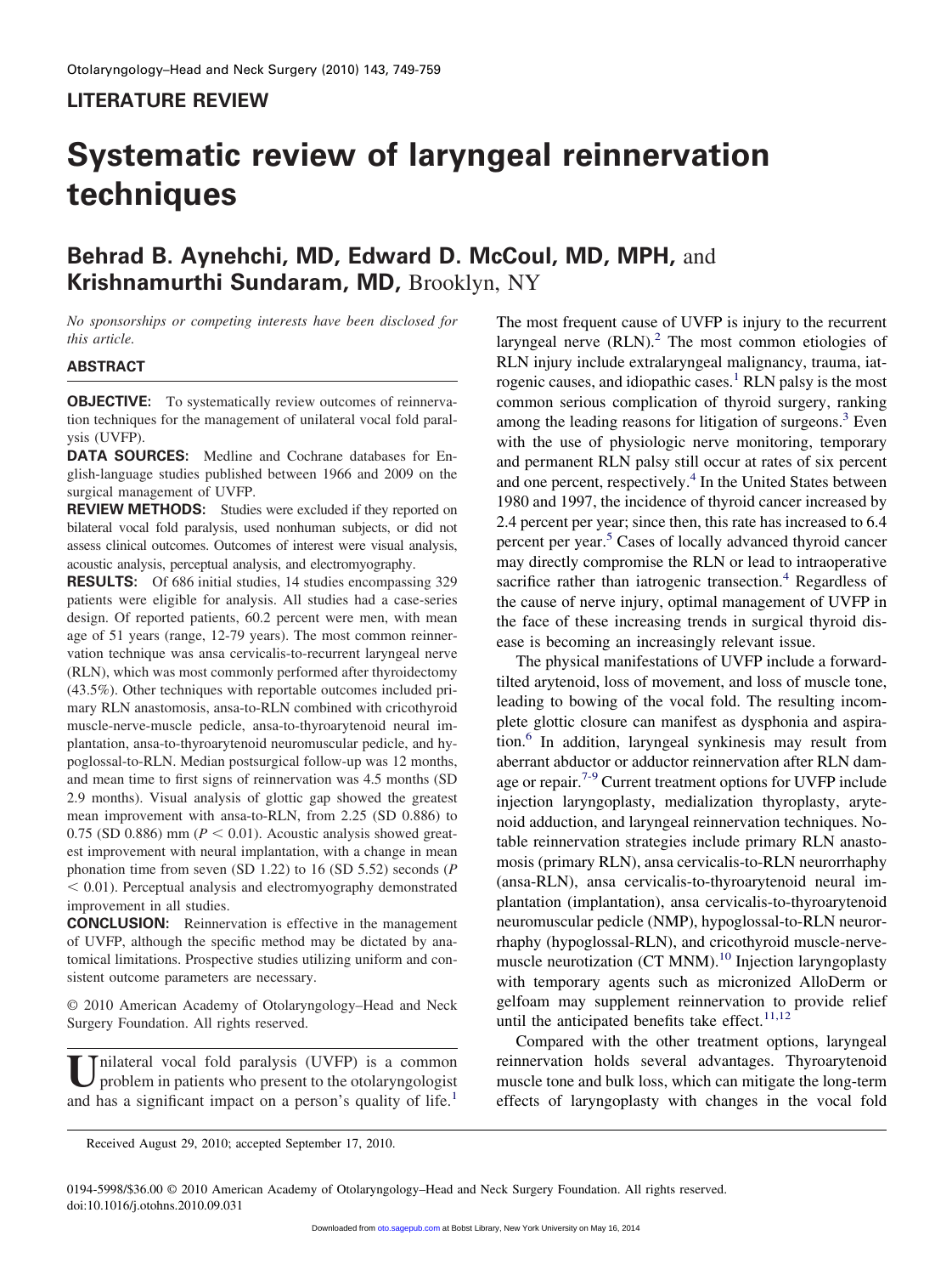## LITERATURE REVIEW

# Systematic review of laryngeal reinnervation techniques

**Behrad B. Aynehchi, MD, Edward D. McCoul, MD, MPH,** and **Krishnamurthi Sundaram, MD,** Brooklyn, NY

*No sponsorships or competing interests have been disclosed for this article.*

### ABSTRACT

**OBJECTIVE:** To systematically review outcomes of reinnervation techniques for the management of unilateral vocal fold paralysis (UVFP).

**DATA SOURCES:** Medline and Cochrane databases for English-language studies published between 1966 and 2009 on the surgical management of UVFP.

**REVIEW METHODS:** Studies were excluded if they reported on bilateral vocal fold paralysis, used nonhuman subjects, or did not assess clinical outcomes. Outcomes of interest were visual analysis, acoustic analysis, perceptual analysis, and electromyography.

**RESULTS:** Of 686 initial studies, 14 studies encompassing 329 patients were eligible for analysis. All studies had a case-series design. Of reported patients, 60.2 percent were men, with mean age of 51 years (range, 12-79 years). The most common reinnervation technique was ansa cervicalis-to-recurrent laryngeal nerve (RLN), which was most commonly performed after thyroidectomy (43.5%). Other techniques with reportable outcomes included primary RLN anastomosis, ansa-to-RLN combined with cricothyroid muscle-nerve-muscle pedicle, ansa-to-thyroarytenoid neural implantation, ansa-to-thyroarytenoid neuromuscular pedicle, and hypoglossal-to-RLN. Median postsurgical follow-up was 12 months, and mean time to first signs of reinnervation was 4.5 months (SD 2.9 months). Visual analysis of glottic gap showed the greatest mean improvement with ansa-to-RLN, from 2.25 (SD 0.886) to 0.75 (SD 0.886) mm ($P < 0.01$). Acoustic analysis showed greatest improvement with neural implantation, with a change in mean phonation time from seven (SD 1.22) to 16 (SD 5.52) seconds ($P < 0.01$). Perceptual analysis and electromyography demonstrated improvement in all studies.

**CONCLUSION:** Reinnervation is effective in the management of UVFP, although the specific method may be dictated by anatomical limitations. Prospective studies utilizing uniform and consistent outcome parameters are necessary.

© 2010 American Academy of Otolaryngology–Head and Neck Surgery Foundation. All rights reserved.

Unilateral vocal fold paralysis (UVFP) is a common problem in patients who present to the otolaryngologist and has a significant impact on a person's quality of life.[1] The most frequent cause of UVFP is injury to the recurrent laryngeal nerve (RLN).[2] The most common etiologies of RLN injury include extralaryngeal malignancy, trauma, iatrogenic causes, and idiopathic cases.[1] RLN palsy is the most common serious complication of thyroid surgery, ranking among the leading reasons for litigation of surgeons.[3] Even with the use of physiologic nerve monitoring, temporary and permanent RLN palsy still occur at rates of six percent and one percent, respectively.[4] In the United States between 1980 and 1997, the incidence of thyroid cancer increased by 2.4 percent per year; since then, this rate has increased to 6.4 percent per year.[5] Cases of locally advanced thyroid cancer may directly compromise the RLN or lead to intraoperative sacrifice rather than iatrogenic transection.[4] Regardless of the cause of nerve injury, optimal management of UVFP in the face of these increasing trends in surgical thyroid disease is becoming an increasingly relevant issue.

The physical manifestations of UVFP include a forward-tilted arytenoid, loss of movement, and loss of muscle tone, leading to bowing of the vocal fold. The resulting incomplete glottic closure can manifest as dysphonia and aspiration.[6] In addition, laryngeal synkinesis may result from aberrant abductor or adductor reinnervation after RLN damage or repair.[7-9] Current treatment options for UVFP include injection laryngoplasty, medialization thyroplasty, arytenoid adduction, and laryngeal reinnervation techniques. Notable reinnervation strategies include primary RLN anastomosis (primary RLN), ansa cervicalis-to-RLN neurorrhaphy (ansa-RLN), ansa cervicalis-to-thyroarytenoid neural implantation (implantation), ansa cervicalis-to-thyroarytenoid neuromuscular pedicle (NMP), hypoglossal-to-RLN neurorrhaphy (hypoglossal-RLN), and cricothyroid muscle-nerve-muscle neurotization (CT MNM).[10] Injection laryngoplasty with temporary agents such as micronized AlloDerm or gelfoam may supplement reinnervation to provide relief until the anticipated benefits take effect.[11,12]

Compared with the other treatment options, laryngeal reinnervation holds several advantages. Thyroarytenoid muscle tone and bulk loss, which can mitigate the long-term effects of laryngoplasty with changes in the vocal fold

Received August 29, 2010; accepted September 17, 2010.

0194-5998/$36.00 © 2010 American Academy of Otolaryngology–Head and Neck Surgery Foundation. All rights reserved.
doi:10.1016/j.otohns.2010.09.031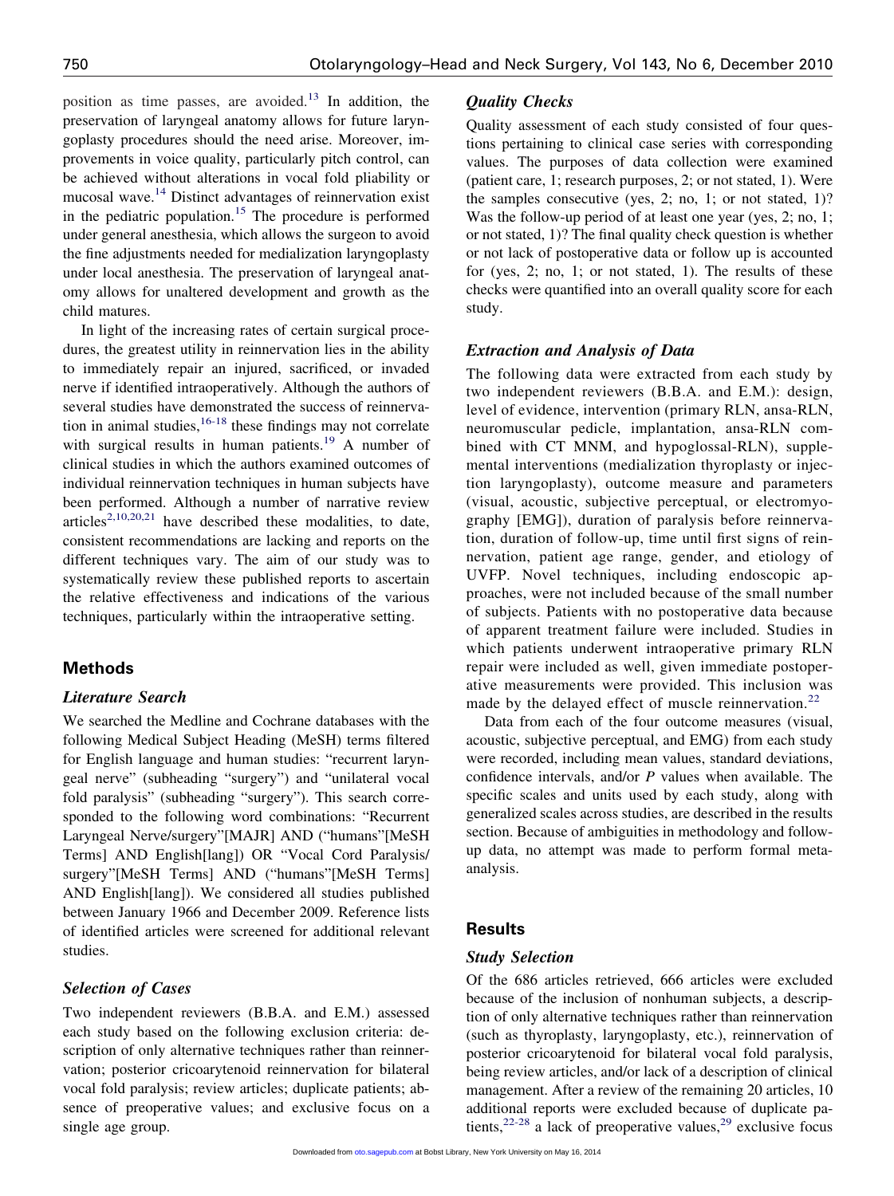position as time passes, are avoided.[13] In addition, the preservation of laryngeal anatomy allows for future laryngoplasty procedures should the need arise. Moreover, improvements in voice quality, particularly pitch control, can be achieved without alterations in vocal fold pliability or mucosal wave.[14] Distinct advantages of reinnervation exist in the pediatric population.[15] The procedure is performed under general anesthesia, which allows the surgeon to avoid the fine adjustments needed for medialization laryngoplasty under local anesthesia. The preservation of laryngeal anatomy allows for unaltered development and growth as the child matures.

In light of the increasing rates of certain surgical procedures, the greatest utility in reinnervation lies in the ability to immediately repair an injured, sacrificed, or invaded nerve if identified intraoperatively. Although the authors of several studies have demonstrated the success of reinnervation in animal studies,[16-18] these findings may not correlate with surgical results in human patients.[19] A number of clinical studies in which the authors examined outcomes of individual reinnervation techniques in human subjects have been performed. Although a number of narrative review articles[2,10,20,21] have described these modalities, to date, consistent recommendations are lacking and reports on the different techniques vary. The aim of our study was to systematically review these published reports to ascertain the relative effectiveness and indications of the various techniques, particularly within the intraoperative setting.

## Methods

### Literature Search

We searched the Medline and Cochrane databases with the following Medical Subject Heading (MeSH) terms filtered for English language and human studies: "recurrent laryngeal nerve" (subheading "surgery") and "unilateral vocal fold paralysis" (subheading "surgery"). This search corresponded to the following word combinations: "Recurrent Laryngeal Nerve/surgery"[MAJR] AND ("humans"[MeSH Terms] AND English[lang]) OR "Vocal Cord Paralysis/surgery"[MeSH Terms] AND ("humans"[MeSH Terms] AND English[lang]). We considered all studies published between January 1966 and December 2009. Reference lists of identified articles were screened for additional relevant studies.

### Selection of Cases

Two independent reviewers (B.B.A. and E.M.) assessed each study based on the following exclusion criteria: description of only alternative techniques rather than reinnervation; posterior cricoarytenoid reinnervation for bilateral vocal fold paralysis; review articles; duplicate patients; absence of preoperative values; and exclusive focus on a single age group.

### Quality Checks

Quality assessment of each study consisted of four questions pertaining to clinical case series with corresponding values. The purposes of data collection were examined (patient care, 1; research purposes, 2; or not stated, 1). Were the samples consecutive (yes, 2; no, 1; or not stated, 1)? Was the follow-up period of at least one year (yes, 2; no, 1; or not stated, 1)? The final quality check question is whether or not lack of postoperative data or follow up is accounted for (yes, 2; no, 1; or not stated, 1). The results of these checks were quantified into an overall quality score for each study.

### Extraction and Analysis of Data

The following data were extracted from each study by two independent reviewers (B.B.A. and E.M.): design, level of evidence, intervention (primary RLN, ansa-RLN, neuromuscular pedicle, implantation, ansa-RLN combined with CT MNM, and hypoglossal-RLN), supplemental interventions (medialization thyroplasty or injection laryngoplasty), outcome measure and parameters (visual, acoustic, subjective perceptual, or electromyography [EMG]), duration of paralysis before reinnervation, duration of follow-up, time until first signs of reinnervation, patient age range, gender, and etiology of UVFP. Novel techniques, including endoscopic approaches, were not included because of the small number of subjects. Patients with no postoperative data because of apparent treatment failure were included. Studies in which patients underwent intraoperative primary RLN repair were included as well, given immediate postoperative measurements were provided. This inclusion was made by the delayed effect of muscle reinnervation.[22]

Data from each of the four outcome measures (visual, acoustic, subjective perceptual, and EMG) from each study were recorded, including mean values, standard deviations, confidence intervals, and/or *P* values when available. The specific scales and units used by each study, along with generalized scales across studies, are described in the results section. Because of ambiguities in methodology and follow-up data, no attempt was made to perform formal meta-analysis.

## Results

### Study Selection

Of the 686 articles retrieved, 666 articles were excluded because of the inclusion of nonhuman subjects, a description of only alternative techniques rather than reinnervation (such as thyroplasty, laryngoplasty, etc.), reinnervation of posterior cricoarytenoid for bilateral vocal fold paralysis, being review articles, and/or lack of a description of clinical management. After a review of the remaining 20 articles, 10 additional reports were excluded because of duplicate patients,[22-28] a lack of preoperative values,[29] exclusive focus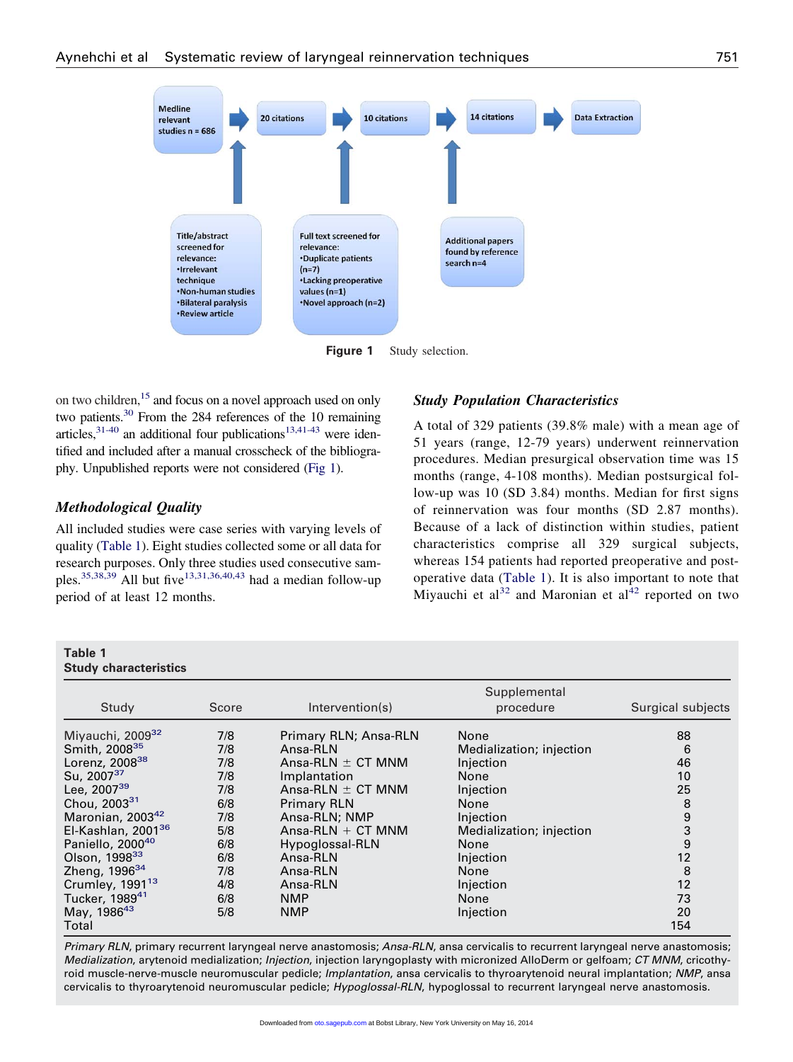Medline relevant studies n = 686 → 20 citations → 10 citations → 14 citations → Data Extraction

Title/abstract screened for relevance:
- Irrelevant technique
- Non-human studies
- Bilateral paralysis
- Review article

Full text screened for relevance:
- Duplicate patients (n=7)
- Lacking preoperative values (n=1)
- Novel approach (n=2)

Additional papers found by reference search n=4

**Figure 1** Study selection.

on two children,[15] and focus on a novel approach used on only two patients.[30] From the 284 references of the 10 remaining articles,[31-40] an additional four publications[13,41-43] were identified and included after a manual crosscheck of the bibliography. Unpublished reports were not considered (Fig 1).

### Methodological Quality

All included studies were case series with varying levels of quality (Table 1). Eight studies collected some or all data for research purposes. Only three studies used consecutive samples.[35,38,39] All but five[13,31,36,40,43] had a median follow-up period of at least 12 months.

### Study Population Characteristics

A total of 329 patients (39.8% male) with a mean age of 51 years (range, 12-79 years) underwent reinnervation procedures. Median presurgical observation time was 15 months (range, 4-108 months). Median postsurgical follow-up was 10 (SD 3.84) months. Median for first signs of reinnervation was four months (SD 2.87 months). Because of a lack of distinction within studies, patient characteristics comprise all 329 surgical subjects, whereas 154 patients had reported preoperative and postoperative data (Table 1). It is also important to note that Miyauchi et al[32] and Maronian et al[42] reported on two

**Table 1**
**Study characteristics**

| Study | Score | Intervention(s) | Supplemental procedure | Surgical subjects |
|---|---|---|---|---|
| Miyauchi, 2009[32] | 7/8 | Primary RLN; Ansa-RLN | None | 88 |
| Smith, 2008[35] | 7/8 | Ansa-RLN | Medialization; injection | 6 |
| Lorenz, 2008[38] | 7/8 | Ansa-RLN ± CT MNM | Injection | 46 |
| Su, 2007[37] | 7/8 | Implantation | None | 10 |
| Lee, 2007[39] | 7/8 | Ansa-RLN ± CT MNM | Injection | 25 |
| Chou, 2003[31] | 6/8 | Primary RLN | None | 8 |
| Maronian, 2003[42] | 7/8 | Ansa-RLN; NMP | Injection | 9 |
| El-Kashlan, 2001[36] | 5/8 | Ansa-RLN + CT MNM | Medialization; injection | 3 |
| Paniello, 2000[40] | 6/8 | Hypoglossal-RLN | None | 9 |
| Olson, 1998[33] | 6/8 | Ansa-RLN | Injection | 12 |
| Zheng, 1996[34] | 7/8 | Ansa-RLN | None | 8 |
| Crumley, 1991[13] | 4/8 | Ansa-RLN | Injection | 12 |
| Tucker, 1989[41] | 6/8 | NMP | None | 73 |
| May, 1986[43] | 5/8 | NMP | Injection | 20 |
| Total | | | | 154 |

*Primary RLN*, primary recurrent laryngeal nerve anastomosis; *Ansa-RLN*, ansa cervicalis to recurrent laryngeal nerve anastomosis; *Medialization*, arytenoid medialization; *Injection*, injection laryngoplasty with micronized AlloDerm or gelfoam; *CT MNM*, cricothyroid muscle-nerve-muscle neuromuscular pedicle; *Implantation*, ansa cervicalis to thyroarytenoid neural implantation; *NMP*, ansa cervicalis to thyroarytenoid neuromuscular pedicle; *Hypoglossal-RLN*, hypoglossal to recurrent laryngeal nerve anastomosis.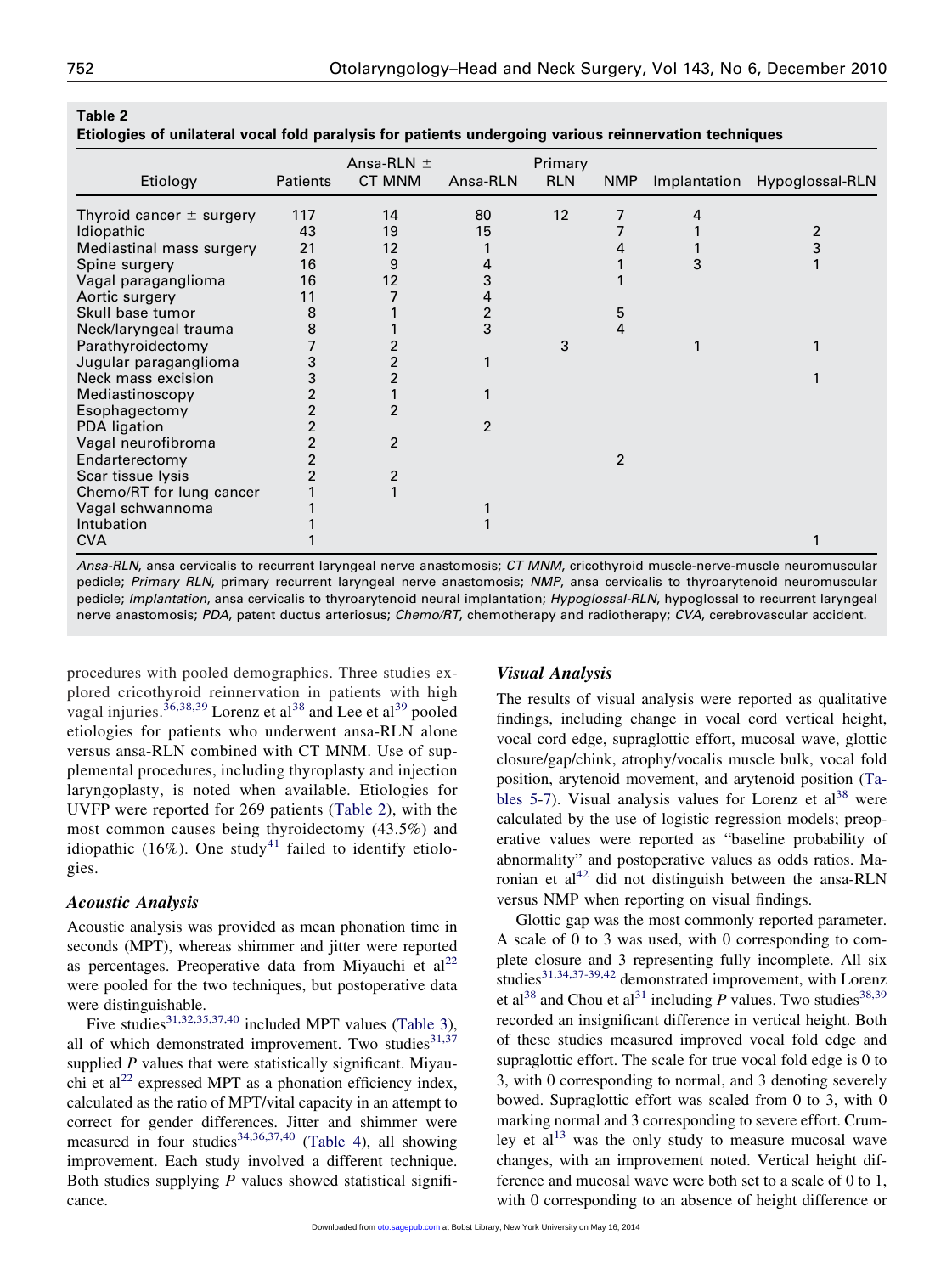**Table 2**
**Etiologies of unilateral vocal fold paralysis for patients undergoing various reinnervation techniques**

| Etiology | Patients | Ansa-RLN ± CT MNM | Ansa-RLN | Primary RLN | NMP | Implantation | Hypoglossal-RLN |
|---|---|---|---|---|---|---|---|
| Thyroid cancer ± surgery | 117 | 14 | 80 | 12 | 7 | 4 | |
| Idiopathic | 43 | 19 | 15 | | 7 | 1 | 2 |
| Mediastinal mass surgery | 21 | 12 | 1 | | 4 | 1 | 3 |
| Spine surgery | 16 | 9 | 4 | | 1 | 3 | 1 |
| Vagal paraganglioma | 16 | 12 | 3 | | 1 | | |
| Aortic surgery | 11 | 7 | 4 | | | | |
| Skull base tumor | 8 | 1 | 2 | | 5 | | |
| Neck/laryngeal trauma | 8 | 1 | 3 | | 4 | | |
| Parathyroidectomy | 7 | 2 | | 3 | | 1 | 1 |
| Jugular paraganglioma | 3 | 2 | 1 | | | | |
| Neck mass excision | 3 | 2 | | | | | 1 |
| Mediastinoscopy | 2 | 1 | 1 | | | | |
| Esophagectomy | 2 | 2 | | | | | |
| PDA ligation | 2 | | 2 | | | | |
| Vagal neurofibroma | 2 | 2 | | | | | |
| Endarterectomy | 2 | | | | 2 | | |
| Scar tissue lysis | 2 | 2 | | | | | |
| Chemo/RT for lung cancer | 1 | 1 | | | | | |
| Vagal schwannoma | 1 | | 1 | | | | |
| Intubation | 1 | | 1 | | | | |
| CVA | 1 | | | | | | 1 |

*Ansa-RLN*, ansa cervicalis to recurrent laryngeal nerve anastomosis; *CT MNM*, cricothyroid muscle-nerve-muscle neuromuscular pedicle; *Primary RLN*, primary recurrent laryngeal nerve anastomosis; *NMP*, ansa cervicalis to thyroarytenoid neuromuscular pedicle; *Implantation*, ansa cervicalis to thyroarytenoid neural implantation; *Hypoglossal-RLN*, hypoglossal to recurrent laryngeal nerve anastomosis; *PDA*, patent ductus arteriosus; *Chemo/RT*, chemotherapy and radiotherapy; *CVA*, cerebrovascular accident.

procedures with pooled demographics. Three studies explored cricothyroid reinnervation in patients with high vagal injuries.[36,38,39] Lorenz et al[38] and Lee et al[39] pooled etiologies for patients who underwent ansa-RLN alone versus ansa-RLN combined with CT MNM. Use of supplemental procedures, including thyroplasty and injection laryngoplasty, is noted when available. Etiologies for UVFP were reported for 269 patients (Table 2), with the most common causes being thyroidectomy (43.5%) and idiopathic (16%). One study[41] failed to identify etiologies.

### *Acoustic Analysis*

Acoustic analysis was provided as mean phonation time in seconds (MPT), whereas shimmer and jitter were reported as percentages. Preoperative data from Miyauchi et al[22] were pooled for the two techniques, but postoperative data were distinguishable.

Five studies[31,32,35,37,40] included MPT values (Table 3), all of which demonstrated improvement. Two studies[31,37] supplied *P* values that were statistically significant. Miyauchi et al[22] expressed MPT as a phonation efficiency index, calculated as the ratio of MPT/vital capacity in an attempt to correct for gender differences. Jitter and shimmer were measured in four studies[34,36,37,40] (Table 4), all showing improvement. Each study involved a different technique. Both studies supplying *P* values showed statistical significance.

### *Visual Analysis*

The results of visual analysis were reported as qualitative findings, including change in vocal cord vertical height, vocal cord edge, supraglottic effort, mucosal wave, glottic closure/gap/chink, atrophy/vocalis muscle bulk, vocal fold position, arytenoid movement, and arytenoid position (Tables 5-7). Visual analysis values for Lorenz et al[38] were calculated by the use of logistic regression models; preoperative values were reported as "baseline probability of abnormality" and postoperative values as odds ratios. Maronian et al[42] did not distinguish between the ansa-RLN versus NMP when reporting on visual findings.

Glottic gap was the most commonly reported parameter. A scale of 0 to 3 was used, with 0 corresponding to complete closure and 3 representing fully incomplete. All six studies[31,34,37-39,42] demonstrated improvement, with Lorenz et al[38] and Chou et al[31] including *P* values. Two studies[38,39] recorded an insignificant difference in vertical height. Both of these studies measured improved vocal fold edge and supraglottic effort. The scale for true vocal fold edge is 0 to 3, with 0 corresponding to normal, and 3 denoting severely bowed. Supraglottic effort was scaled from 0 to 3, with 0 marking normal and 3 corresponding to severe effort. Crumley et al[13] was the only study to measure mucosal wave changes, with an improvement noted. Vertical height difference and mucosal wave were both set to a scale of 0 to 1, with 0 corresponding to an absence of height difference or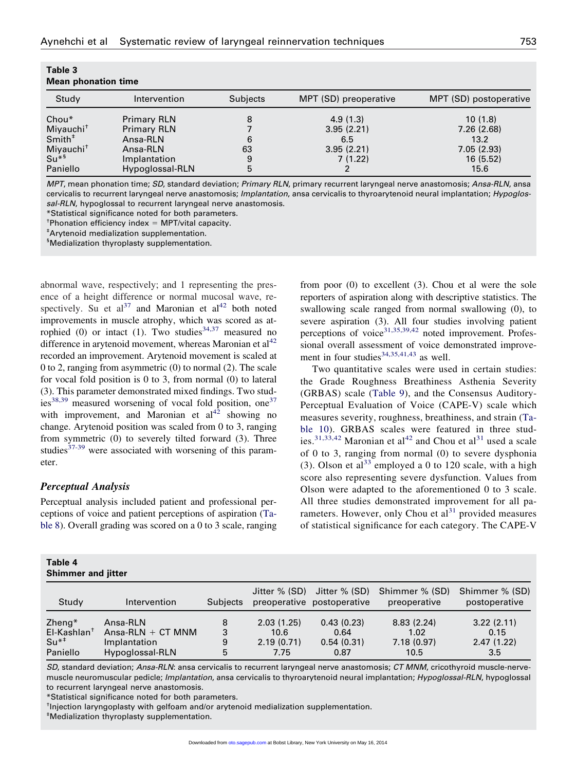**Table 3**
**Mean phonation time**

| Study | Intervention | Subjects | MPT (SD) preoperative | MPT (SD) postoperative |
|---|---|---|---|---|
| Chou* | Primary RLN | 8 | 4.9 (1.3) | 10 (1.8) |
| Miyauchi† | Primary RLN | 7 | 3.95 (2.21) | 7.26 (2.68) |
| Smith‡ | Ansa-RLN | 6 | 6.5 | 13.2 |
| Miyauchi† | Ansa-RLN | 63 | 3.95 (2.21) | 7.05 (2.93) |
| Su*§ | Implantation | 9 | 7 (1.22) | 16 (5.52) |
| Paniello | Hypoglossal-RLN | 5 | 2 | 15.6 |

*MPT*, mean phonation time; *SD*, standard deviation; *Primary RLN*, primary recurrent laryngeal nerve anastomosis; *Ansa-RLN*, ansa cervicalis to recurrent laryngeal nerve anastomosis; *Implantation*, ansa cervicalis to thyroarytenoid neural implantation; *Hypoglossal-RLN*, hypoglossal to recurrent laryngeal nerve anastomosis.
*Statistical significance noted for both parameters.
†Phonation efficiency index = MPT/vital capacity.
‡Arytenoid medialization supplementation.
§Medialization thyroplasty supplementation.

abnormal wave, respectively; and 1 representing the presence of a height difference or normal mucosal wave, respectively. Su et al[37] and Maronian et al[42] both noted improvements in muscle atrophy, which was scored as atrophied (0) or intact (1). Two studies[34,37] measured no difference in arytenoid movement, whereas Maronian et al[42] recorded an improvement. Arytenoid movement is scaled at 0 to 2, ranging from asymmetric (0) to normal (2). The scale for vocal fold position is 0 to 3, from normal (0) to lateral (3). This parameter demonstrated mixed findings. Two studies[38,39] measured worsening of vocal fold position, one[37] with improvement, and Maronian et al[42] showing no change. Arytenoid position was scaled from 0 to 3, ranging from symmetric (0) to severely tilted forward (3). Three studies[37-39] were associated with worsening of this parameter.

### *Perceptual Analysis*

Perceptual analysis included patient and professional perceptions of voice and patient perceptions of aspiration (Table 8). Overall grading was scored on a 0 to 3 scale, ranging from poor (0) to excellent (3). Chou et al were the sole reporters of aspiration along with descriptive statistics. The swallowing scale ranged from normal swallowing (0), to severe aspiration (3). All four studies involving patient perceptions of voice[31,35,39,42] noted improvement. Professional overall assessment of voice demonstrated improvement in four studies[34,35,41,43] as well.

Two quantitative scales were used in certain studies: the Grade Roughness Breathiness Asthenia Severity (GRBAS) scale (Table 9), and the Consensus Auditory-Perceptual Evaluation of Voice (CAPE-V) scale which measures severity, roughness, breathiness, and strain (Table 10). GRBAS scales were featured in three studies.[31,33,42] Maronian et al[42] and Chou et al[31] used a scale of 0 to 3, ranging from normal (0) to severe dysphonia (3). Olson et al[33] employed a 0 to 120 scale, with a high score also representing severe dysfunction. Values from Olson were adapted to the aforementioned 0 to 3 scale. All three studies demonstrated improvement for all parameters. However, only Chou et al[31] provided measures of statistical significance for each category. The CAPE-V

**Table 4**
**Shimmer and jitter**

| Study | Intervention | Subjects | Jitter % (SD) preoperative | Jitter % (SD) postoperative | Shimmer % (SD) preoperative | Shimmer % (SD) postoperative |
|---|---|---|---|---|---|---|
| Zheng* | Ansa-RLN | 8 | 2.03 (1.25) | 0.43 (0.23) | 8.83 (2.24) | 3.22 (2.11) |
| El-Kashlan† | Ansa-RLN + CT MNM | 3 | 10.6 | 0.64 | 1.02 | 0.15 |
| Su*‡ | Implantation | 9 | 2.19 (0.71) | 0.54 (0.31) | 7.18 (0.97) | 2.47 (1.22) |
| Paniello | Hypoglossal-RLN | 5 | 7.75 | 0.87 | 10.5 | 3.5 |

*SD*, standard deviation; *Ansa-RLN*: ansa cervicalis to recurrent laryngeal nerve anastomosis; *CT MNM*, cricothyroid muscle-nerve-muscle neuromuscular pedicle; *Implantation*, ansa cervicalis to thyroarytenoid neural implantation; *Hypoglossal-RLN*, hypoglossal to recurrent laryngeal nerve anastomosis.
*Statistical significance noted for both parameters.
†Injection laryngoplasty with gelfoam and/or arytenoid medialization supplementation.
‡Medialization thyroplasty supplementation.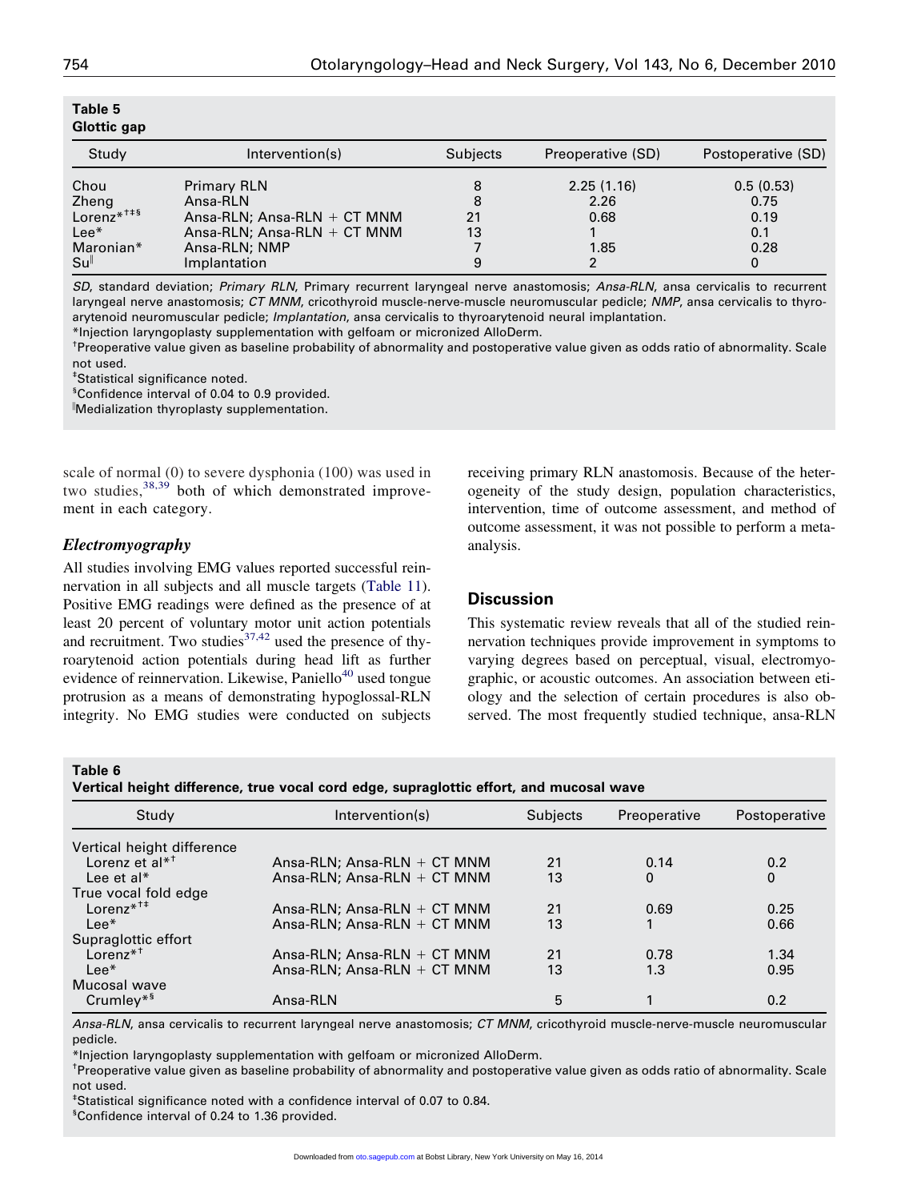**Table 5**
**Glottic gap**

| Study | Intervention(s) | Subjects | Preoperative (SD) | Postoperative (SD) |
|---|---|---|---|---|
| Chou | Primary RLN | 8 | 2.25 (1.16) | 0.5 (0.53) |
| Zheng | Ansa-RLN | 8 | 2.26 | 0.75 |
| Lorenz*†‡§ | Ansa-RLN; Ansa-RLN + CT MNM | 21 | 0.68 | 0.19 |
| Lee* | Ansa-RLN; Ansa-RLN + CT MNM | 13 | 1 | 0.1 |
| Maronian* | Ansa-RLN; NMP | 7 | 1.85 | 0.28 |
| Su‖ | Implantation | 9 | 2 | 0 |

*SD*, standard deviation; *Primary RLN*, Primary recurrent laryngeal nerve anastomosis; *Ansa-RLN*, ansa cervicalis to recurrent laryngeal nerve anastomosis; *CT MNM*, cricothyroid muscle-nerve-muscle neuromuscular pedicle; *NMP*, ansa cervicalis to thyroarytenoid neuromuscular pedicle; *Implantation*, ansa cervicalis to thyroarytenoid neural implantation.

*Injection laryngoplasty supplementation with gelfoam or micronized AlloDerm.

†Preoperative value given as baseline probability of abnormality and postoperative value given as odds ratio of abnormality. Scale not used.

‡Statistical significance noted.

§Confidence interval of 0.04 to 0.9 provided.

‖Medialization thyroplasty supplementation.

scale of normal (0) to severe dysphonia (100) was used in two studies,[38,39] both of which demonstrated improvement in each category.

### *Electromyography*

All studies involving EMG values reported successful reinnervation in all subjects and all muscle targets (Table 11). Positive EMG readings were defined as the presence of at least 20 percent of voluntary motor unit action potentials and recruitment. Two studies[37,42] used the presence of thyroarytenoid action potentials during head lift as further evidence of reinnervation. Likewise, Paniello[40] used tongue protrusion as a means of demonstrating hypoglossal-RLN integrity. No EMG studies were conducted on subjects receiving primary RLN anastomosis. Because of the heterogeneity of the study design, population characteristics, intervention, time of outcome assessment, and method of outcome assessment, it was not possible to perform a meta-analysis.

## Discussion

This systematic review reveals that all of the studied reinnervation techniques provide improvement in symptoms to varying degrees based on perceptual, visual, electromyographic, or acoustic outcomes. An association between etiology and the selection of certain procedures is also observed. The most frequently studied technique, ansa-RLN

**Table 6**
**Vertical height difference, true vocal cord edge, supraglottic effort, and mucosal wave**

| Study | Intervention(s) | Subjects | Preoperative | Postoperative |
|---|---|---|---|---|
| Vertical height difference | | | | |
| Lorenz et al*† | Ansa-RLN; Ansa-RLN + CT MNM | 21 | 0.14 | 0.2 |
| Lee et al* | Ansa-RLN; Ansa-RLN + CT MNM | 13 | 0 | 0 |
| True vocal fold edge | | | | |
| Lorenz*†‡ | Ansa-RLN; Ansa-RLN + CT MNM | 21 | 0.69 | 0.25 |
| Lee* | Ansa-RLN; Ansa-RLN + CT MNM | 13 | 1 | 0.66 |
| Supraglottic effort | | | | |
| Lorenz*† | Ansa-RLN; Ansa-RLN + CT MNM | 21 | 0.78 | 1.34 |
| Lee* | Ansa-RLN; Ansa-RLN + CT MNM | 13 | 1.3 | 0.95 |
| Mucosal wave | | | | |
| Crumley*§ | Ansa-RLN | 5 | 1 | 0.2 |

*Ansa-RLN*, ansa cervicalis to recurrent laryngeal nerve anastomosis; *CT MNM*, cricothyroid muscle-nerve-muscle neuromuscular pedicle.

*Injection laryngoplasty supplementation with gelfoam or micronized AlloDerm.

†Preoperative value given as baseline probability of abnormality and postoperative value given as odds ratio of abnormality. Scale not used.

‡Statistical significance noted with a confidence interval of 0.07 to 0.84.

§Confidence interval of 0.24 to 1.36 provided.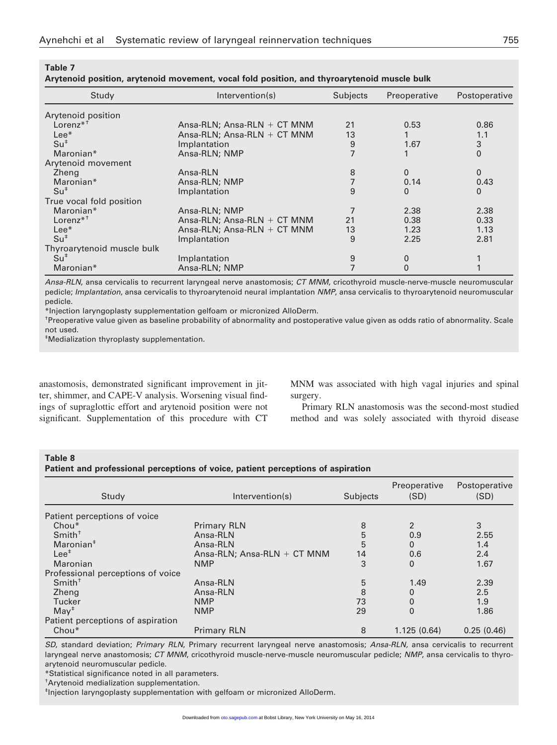**Table 7**

**Arytenoid position, arytenoid movement, vocal fold position, and thyroarytenoid muscle bulk**

| Study | Intervention(s) | Subjects | Preoperative | Postoperative |
|---|---|---|---|---|
| Arytenoid position | | | | |
| Lorenz*† | Ansa-RLN; Ansa-RLN + CT MNM | 21 | 0.53 | 0.86 |
| Lee* | Ansa-RLN; Ansa-RLN + CT MNM | 13 | 1 | 1.1 |
| Su‡ | Implantation | 9 | 1.67 | 3 |
| Maronian* | Ansa-RLN; NMP | 7 | 1 | 0 |
| Arytenoid movement | | | | |
| Zheng | Ansa-RLN | 8 | 0 | 0 |
| Maronian* | Ansa-RLN; NMP | 7 | 0.14 | 0.43 |
| Su‡ | Implantation | 9 | 0 | 0 |
| True vocal fold position | | | | |
| Maronian* | Ansa-RLN; NMP | 7 | 2.38 | 2.38 |
| Lorenz*† | Ansa-RLN; Ansa-RLN + CT MNM | 21 | 0.38 | 0.33 |
| Lee* | Ansa-RLN; Ansa-RLN + CT MNM | 13 | 1.23 | 1.13 |
| Su‡ | Implantation | 9 | 2.25 | 2.81 |
| Thyroarytenoid muscle bulk | | | | |
| Su‡ | Implantation | 9 | 0 | 1 |
| Maronian* | Ansa-RLN; NMP | 7 | 0 | 1 |

*Ansa-RLN*, ansa cervicalis to recurrent laryngeal nerve anastomosis; *CT MNM*, cricothyroid muscle-nerve-muscle neuromuscular pedicle; *Implantation*, ansa cervicalis to thyroarytenoid neural implantation *NMP*, ansa cervicalis to thyroarytenoid neuromuscular pedicle.

*Injection laryngoplasty supplementation gelfoam or micronized AlloDerm.

†Preoperative value given as baseline probability of abnormality and postoperative value given as odds ratio of abnormality. Scale not used.

‡Medialization thyroplasty supplementation.

anastomosis, demonstrated significant improvement in jitter, shimmer, and CAPE-V analysis. Worsening visual findings of supraglottic effort and arytenoid position were not significant. Supplementation of this procedure with CT MNM was associated with high vagal injuries and spinal surgery.

Primary RLN anastomosis was the second-most studied method and was solely associated with thyroid disease

**Table 8**

**Patient and professional perceptions of voice, patient perceptions of aspiration**

| Study | Intervention(s) | Subjects | Preoperative (SD) | Postoperative (SD) |
|---|---|---|---|---|
| Patient perceptions of voice | | | | |
| Chou* | Primary RLN | 8 | 2 | 3 |
| Smith† | Ansa-RLN | 5 | 0.9 | 2.55 |
| Maronian‡ | Ansa-RLN | 5 | 0 | 1.4 |
| Lee‡ | Ansa-RLN; Ansa-RLN + CT MNM | 14 | 0.6 | 2.4 |
| Maronian | NMP | 3 | 0 | 1.67 |
| Professional perceptions of voice | | | | |
| Smith† | Ansa-RLN | 5 | 1.49 | 2.39 |
| Zheng | Ansa-RLN | 8 | 0 | 2.5 |
| Tucker | NMP | 73 | 0 | 1.9 |
| May‡ | NMP | 29 | 0 | 1.86 |
| Patient perceptions of aspiration | | | | |
| Chou* | Primary RLN | 8 | 1.125 (0.64) | 0.25 (0.46) |

*SD*, standard deviation; *Primary RLN*, Primary recurrent laryngeal nerve anastomosis; *Ansa-RLN,* ansa cervicalis to recurrent laryngeal nerve anastomosis; *CT MNM*, cricothyroid muscle-nerve-muscle neuromuscular pedicle; *NMP*, ansa cervicalis to thyroarytenoid neuromuscular pedicle.

*Statistical significance noted in all parameters.

†Arytenoid medialization supplementation.

‡Injection laryngoplasty supplementation with gelfoam or micronized AlloDerm.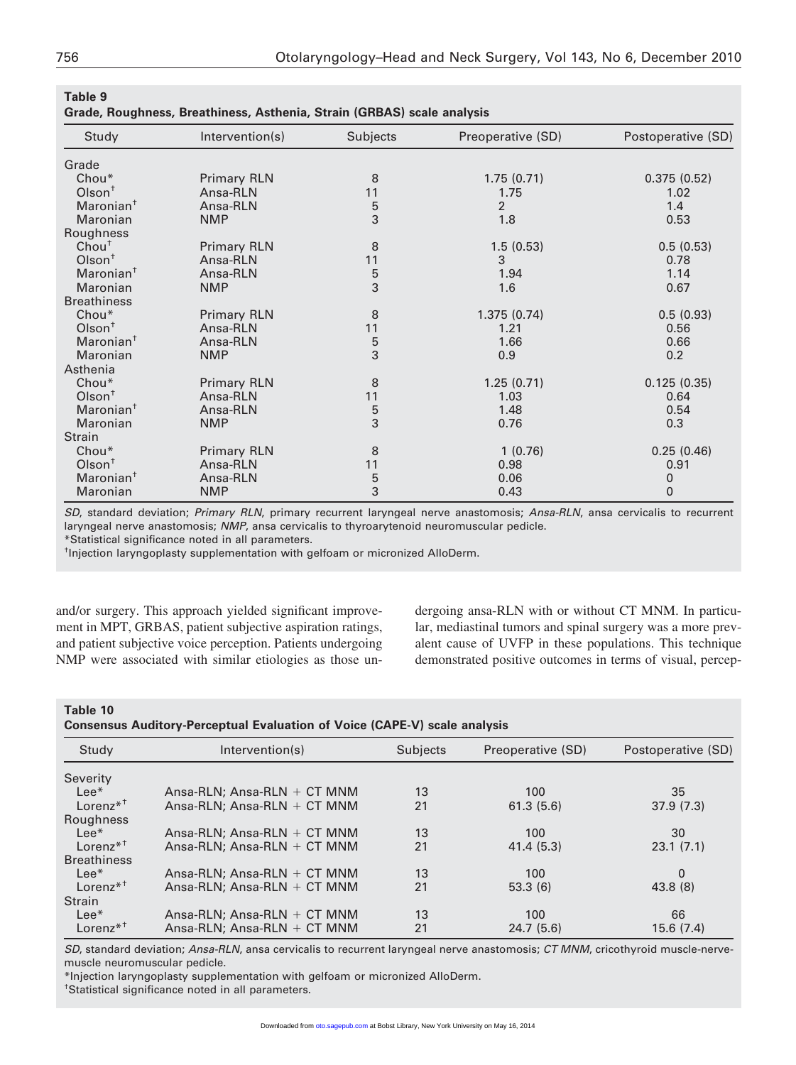**Table 9**
**Grade, Roughness, Breathiness, Asthenia, Strain (GRBAS) scale analysis**

| Study | Intervention(s) | Subjects | Preoperative (SD) | Postoperative (SD) |
|---|---|---|---|---|
| Grade | | | | |
| Chou* | Primary RLN | 8 | 1.75 (0.71) | 0.375 (0.52) |
| Olson† | Ansa-RLN | 11 | 1.75 | 1.02 |
| Maronian† | Ansa-RLN | 5 | 2 | 1.4 |
| Maronian | NMP | 3 | 1.8 | 0.53 |
| Roughness | | | | |
| Chou† | Primary RLN | 8 | 1.5 (0.53) | 0.5 (0.53) |
| Olson† | Ansa-RLN | 11 | 3 | 0.78 |
| Maronian† | Ansa-RLN | 5 | 1.94 | 1.14 |
| Maronian | NMP | 3 | 1.6 | 0.67 |
| Breathiness | | | | |
| Chou* | Primary RLN | 8 | 1.375 (0.74) | 0.5 (0.93) |
| Olson† | Ansa-RLN | 11 | 1.21 | 0.56 |
| Maronian† | Ansa-RLN | 5 | 1.66 | 0.66 |
| Maronian | NMP | 3 | 0.9 | 0.2 |
| Asthenia | | | | |
| Chou* | Primary RLN | 8 | 1.25 (0.71) | 0.125 (0.35) |
| Olson† | Ansa-RLN | 11 | 1.03 | 0.64 |
| Maronian† | Ansa-RLN | 5 | 1.48 | 0.54 |
| Maronian | NMP | 3 | 0.76 | 0.3 |
| Strain | | | | |
| Chou* | Primary RLN | 8 | 1 (0.76) | 0.25 (0.46) |
| Olson† | Ansa-RLN | 11 | 0.98 | 0.91 |
| Maronian† | Ansa-RLN | 5 | 0.06 | 0 |
| Maronian | NMP | 3 | 0.43 | 0 |

*SD*, standard deviation; *Primary RLN*, primary recurrent laryngeal nerve anastomosis; *Ansa-RLN*, ansa cervicalis to recurrent laryngeal nerve anastomosis; *NMP*, ansa cervicalis to thyroarytenoid neuromuscular pedicle.
*Statistical significance noted in all parameters.
†Injection laryngoplasty supplementation with gelfoam or micronized AlloDerm.

and/or surgery. This approach yielded significant improvement in MPT, GRBAS, patient subjective aspiration ratings, and patient subjective voice perception. Patients undergoing NMP were associated with similar etiologies as those undergoing ansa-RLN with or without CT MNM. In particular, mediastinal tumors and spinal surgery was a more prevalent cause of UVFP in these populations. This technique demonstrated positive outcomes in terms of visual, percep-

**Table 10**
**Consensus Auditory-Perceptual Evaluation of Voice (CAPE-V) scale analysis**

| Study | Intervention(s) | Subjects | Preoperative (SD) | Postoperative (SD) |
|---|---|---|---|---|
| Severity | | | | |
| Lee* | Ansa-RLN; Ansa-RLN + CT MNM | 13 | 100 | 35 |
| Lorenz*† | Ansa-RLN; Ansa-RLN + CT MNM | 21 | 61.3 (5.6) | 37.9 (7.3) |
| Roughness | | | | |
| Lee* | Ansa-RLN; Ansa-RLN + CT MNM | 13 | 100 | 30 |
| Lorenz*† | Ansa-RLN; Ansa-RLN + CT MNM | 21 | 41.4 (5.3) | 23.1 (7.1) |
| Breathiness | | | | |
| Lee* | Ansa-RLN; Ansa-RLN + CT MNM | 13 | 100 | 0 |
| Lorenz*† | Ansa-RLN; Ansa-RLN + CT MNM | 21 | 53.3 (6) | 43.8 (8) |
| Strain | | | | |
| Lee* | Ansa-RLN; Ansa-RLN + CT MNM | 13 | 100 | 66 |
| Lorenz*† | Ansa-RLN; Ansa-RLN + CT MNM | 21 | 24.7 (5.6) | 15.6 (7.4) |

*SD*, standard deviation; *Ansa-RLN*, ansa cervicalis to recurrent laryngeal nerve anastomosis; *CT MNM*, cricothyroid muscle-nerve-muscle neuromuscular pedicle.
*Injection laryngoplasty supplementation with gelfoam or micronized AlloDerm.
†Statistical significance noted in all parameters.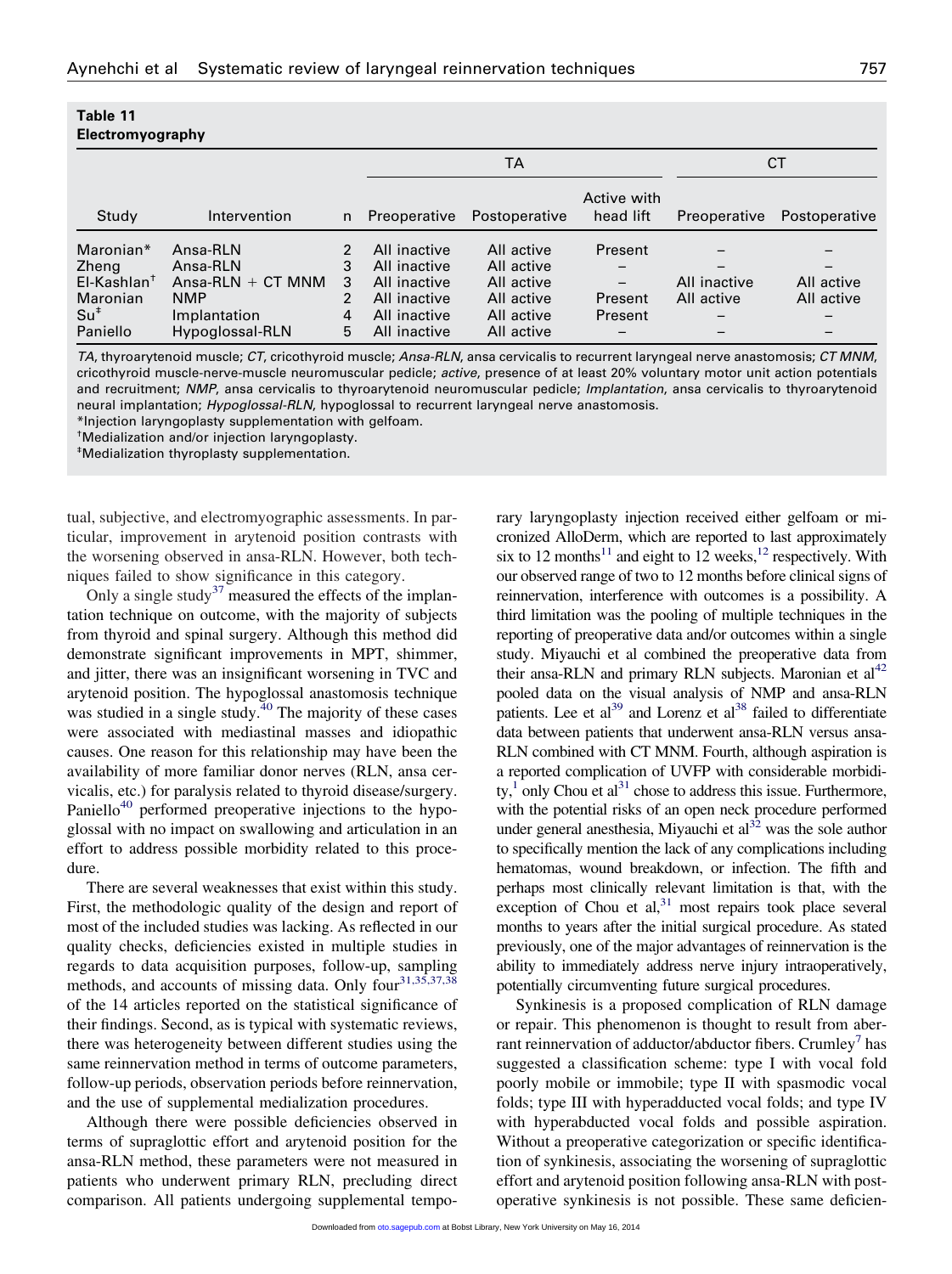**Table 11**
**Electromyography**

| | | | TA | | | CT | |
|---|---|---|---|---|---|---|---|
| Study | Intervention | n | Preoperative | Postoperative | Active with head lift | Preoperative | Postoperative |
| Maronian* | Ansa-RLN | 2 | All inactive | All active | Present | – | – |
| Zheng | Ansa-RLN | 3 | All inactive | All active | – | – | – |
| El-Kashlan† | Ansa-RLN + CT MNM | 3 | All inactive | All active | – | All inactive | All active |
| Maronian | NMP | 2 | All inactive | All active | Present | All active | All active |
| Su‡ | Implantation | 4 | All inactive | All active | Present | – | – |
| Paniello | Hypoglossal-RLN | 5 | All inactive | All active | – | – | – |

*TA*, thyroarytenoid muscle; *CT*, cricothyroid muscle; *Ansa-RLN*, ansa cervicalis to recurrent laryngeal nerve anastomosis; *CT MNM*, cricothyroid muscle-nerve-muscle neuromuscular pedicle; *active*, presence of at least 20% voluntary motor unit action potentials and recruitment; *NMP*, ansa cervicalis to thyroarytenoid neuromuscular pedicle; *Implantation*, ansa cervicalis to thyroarytenoid neural implantation; *Hypoglossal-RLN*, hypoglossal to recurrent laryngeal nerve anastomosis.
*Injection laryngoplasty supplementation with gelfoam.
†Medialization and/or injection laryngoplasty.
‡Medialization thyroplasty supplementation.

tual, subjective, and electromyographic assessments. In particular, improvement in arytenoid position contrasts with the worsening observed in ansa-RLN. However, both techniques failed to show significance in this category.

Only a single study[37] measured the effects of the implantation technique on outcome, with the majority of subjects from thyroid and spinal surgery. Although this method did demonstrate significant improvements in MPT, shimmer, and jitter, there was an insignificant worsening in TVC and arytenoid position. The hypoglossal anastomosis technique was studied in a single study.[40] The majority of these cases were associated with mediastinal masses and idiopathic causes. One reason for this relationship may have been the availability of more familiar donor nerves (RLN, ansa cervicalis, etc.) for paralysis related to thyroid disease/surgery. Paniello[40] performed preoperative injections to the hypoglossal with no impact on swallowing and articulation in an effort to address possible morbidity related to this procedure.

There are several weaknesses that exist within this study. First, the methodologic quality of the design and report of most of the included studies was lacking. As reflected in our quality checks, deficiencies existed in multiple studies in regards to data acquisition purposes, follow-up, sampling methods, and accounts of missing data. Only four[31,35,37,38] of the 14 articles reported on the statistical significance of their findings. Second, as is typical with systematic reviews, there was heterogeneity between different studies using the same reinnervation method in terms of outcome parameters, follow-up periods, observation periods before reinnervation, and the use of supplemental medialization procedures.

Although there were possible deficiencies observed in terms of supraglottic effort and arytenoid position for the ansa-RLN method, these parameters were not measured in patients who underwent primary RLN, precluding direct comparison. All patients undergoing supplemental temporary laryngoplasty injection received either gelfoam or micronized AlloDerm, which are reported to last approximately six to 12 months[11] and eight to 12 weeks,[12] respectively. With our observed range of two to 12 months before clinical signs of reinnervation, interference with outcomes is a possibility. A third limitation was the pooling of multiple techniques in the reporting of preoperative data and/or outcomes within a single study. Miyauchi et al combined the preoperative data from their ansa-RLN and primary RLN subjects. Maronian et al[42] pooled data on the visual analysis of NMP and ansa-RLN patients. Lee et al[39] and Lorenz et al[38] failed to differentiate data between patients that underwent ansa-RLN versus ansa-RLN combined with CT MNM. Fourth, although aspiration is a reported complication of UVFP with considerable morbidity,[1] only Chou et al[31] chose to address this issue. Furthermore, with the potential risks of an open neck procedure performed under general anesthesia, Miyauchi et al[32] was the sole author to specifically mention the lack of any complications including hematomas, wound breakdown, or infection. The fifth and perhaps most clinically relevant limitation is that, with the exception of Chou et al,[31] most repairs took place several months to years after the initial surgical procedure. As stated previously, one of the major advantages of reinnervation is the ability to immediately address nerve injury intraoperatively, potentially circumventing future surgical procedures.

Synkinesis is a proposed complication of RLN damage or repair. This phenomenon is thought to result from aberrant reinnervation of adductor/abductor fibers. Crumley[7] has suggested a classification scheme: type I with vocal fold poorly mobile or immobile; type II with spasmodic vocal folds; type III with hyperadducted vocal folds; and type IV with hyperabducted vocal folds and possible aspiration. Without a preoperative categorization or specific identification of synkinesis, associating the worsening of supraglottic effort and arytenoid position following ansa-RLN with postoperative synkinesis is not possible. These same deficien-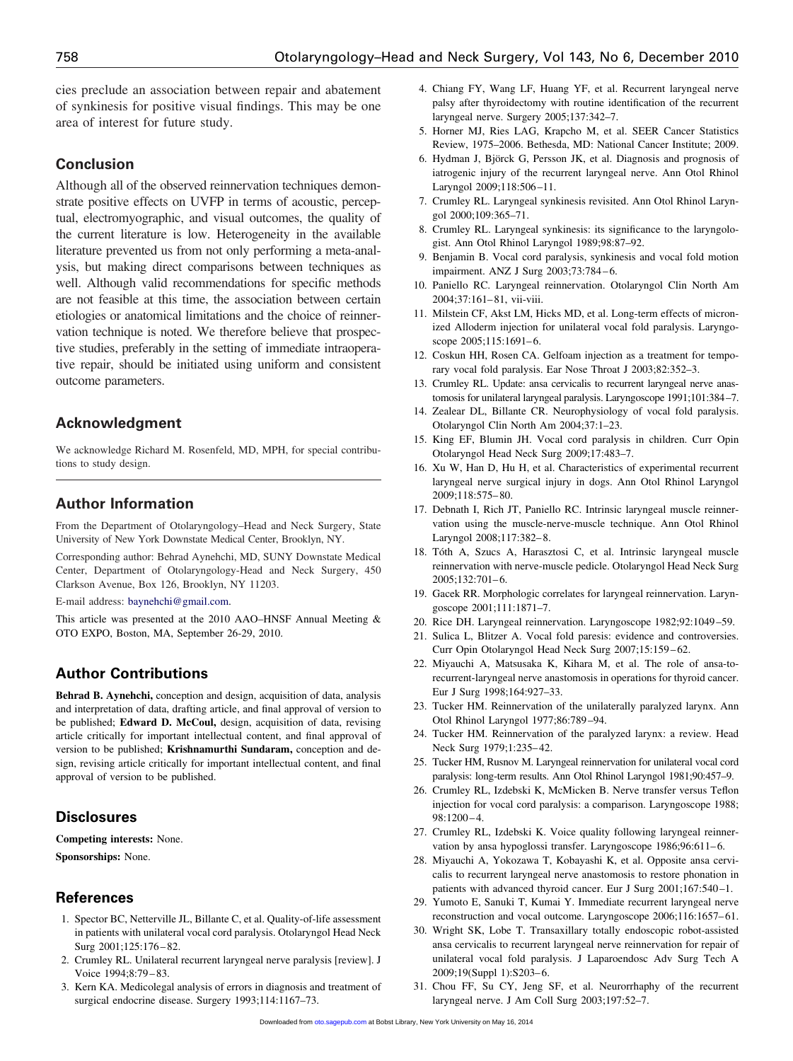cies preclude an association between repair and abatement of synkinesis for positive visual findings. This may be one area of interest for future study.

## Conclusion

Although all of the observed reinnervation techniques demonstrate positive effects on UVFP in terms of acoustic, perceptual, electromyographic, and visual outcomes, the quality of the current literature is low. Heterogeneity in the available literature prevented us from not only performing a meta-analysis, but making direct comparisons between techniques as well. Although valid recommendations for specific methods are not feasible at this time, the association between certain etiologies or anatomical limitations and the choice of reinnervation technique is noted. We therefore believe that prospective studies, preferably in the setting of immediate intraoperative repair, should be initiated using uniform and consistent outcome parameters.

## Acknowledgment

We acknowledge Richard M. Rosenfeld, MD, MPH, for special contributions to study design.

## Author Information

From the Department of Otolaryngology–Head and Neck Surgery, State University of New York Downstate Medical Center, Brooklyn, NY.

Corresponding author: Behrad Aynehchi, MD, SUNY Downstate Medical Center, Department of Otolaryngology-Head and Neck Surgery, 450 Clarkson Avenue, Box 126, Brooklyn, NY 11203.

E-mail address: baynehchi@gmail.com.

This article was presented at the 2010 AAO–HNSF Annual Meeting & OTO EXPO, Boston, MA, September 26-29, 2010.

## Author Contributions

**Behrad B. Aynehchi,** conception and design, acquisition of data, analysis and interpretation of data, drafting article, and final approval of version to be published; **Edward D. McCoul,** design, acquisition of data, revising article critically for important intellectual content, and final approval of version to be published; **Krishnamurthi Sundaram,** conception and design, revising article critically for important intellectual content, and final approval of version to be published.

## Disclosures

**Competing interests:** None.

**Sponsorships:** None.

## References

1. Spector BC, Netterville JL, Billante C, et al. Quality-of-life assessment in patients with unilateral vocal cord paralysis. Otolaryngol Head Neck Surg 2001;125:176–82.
2. Crumley RL. Unilateral recurrent laryngeal nerve paralysis [review]. J Voice 1994;8:79–83.
3. Kern KA. Medicolegal analysis of errors in diagnosis and treatment of surgical endocrine disease. Surgery 1993;114:1167–73.
4. Chiang FY, Wang LF, Huang YF, et al. Recurrent laryngeal nerve palsy after thyroidectomy with routine identification of the recurrent laryngeal nerve. Surgery 2005;137:342–7.
5. Horner MJ, Ries LAG, Krapcho M, et al. SEER Cancer Statistics Review, 1975–2006. Bethesda, MD: National Cancer Institute; 2009.
6. Hydman J, Björck G, Persson JK, et al. Diagnosis and prognosis of iatrogenic injury of the recurrent laryngeal nerve. Ann Otol Rhinol Laryngol 2009;118:506–11.
7. Crumley RL. Laryngeal synkinesis revisited. Ann Otol Rhinol Laryngol 2000;109:365–71.
8. Crumley RL. Laryngeal synkinesis: its significance to the laryngologist. Ann Otol Rhinol Laryngol 1989;98:87–92.
9. Benjamin B. Vocal cord paralysis, synkinesis and vocal fold motion impairment. ANZ J Surg 2003;73:784–6.
10. Paniello RC. Laryngeal reinnervation. Otolaryngol Clin North Am 2004;37:161–81, vii-viii.
11. Milstein CF, Akst LM, Hicks MD, et al. Long-term effects of micronized Alloderm injection for unilateral vocal fold paralysis. Laryngoscope 2005;115:1691–6.
12. Coskun HH, Rosen CA. Gelfoam injection as a treatment for temporary vocal fold paralysis. Ear Nose Throat J 2003;82:352–3.
13. Crumley RL. Update: ansa cervicalis to recurrent laryngeal nerve anastomosis for unilateral laryngeal paralysis. Laryngoscope 1991;101:384–7.
14. Zealear DL, Billante CR. Neurophysiology of vocal fold paralysis. Otolaryngol Clin North Am 2004;37:1–23.
15. King EF, Blumin JH. Vocal cord paralysis in children. Curr Opin Otolaryngol Head Neck Surg 2009;17:483–7.
16. Xu W, Han D, Hu H, et al. Characteristics of experimental recurrent laryngeal nerve surgical injury in dogs. Ann Otol Rhinol Laryngol 2009;118:575–80.
17. Debnath I, Rich JT, Paniello RC. Intrinsic laryngeal muscle reinnervation using the muscle-nerve-muscle technique. Ann Otol Rhinol Laryngol 2008;117:382–8.
18. Tóth A, Szucs A, Harasztosi C, et al. Intrinsic laryngeal muscle reinnervation with nerve-muscle pedicle. Otolaryngol Head Neck Surg 2005;132:701–6.
19. Gacek RR. Morphologic correlates for laryngeal reinnervation. Laryngoscope 2001;111:1871–7.
20. Rice DH. Laryngeal reinnervation. Laryngoscope 1982;92:1049–59.
21. Sulica L, Blitzer A. Vocal fold paresis: evidence and controversies. Curr Opin Otolaryngol Head Neck Surg 2007;15:159–62.
22. Miyauchi A, Matsusaka K, Kihara M, et al. The role of ansa-to-recurrent-laryngeal nerve anastomosis in operations for thyroid cancer. Eur J Surg 1998;164:927–33.
23. Tucker HM. Reinnervation of the unilaterally paralyzed larynx. Ann Otol Rhinol Laryngol 1977;86:789–94.
24. Tucker HM. Reinnervation of the paralyzed larynx: a review. Head Neck Surg 1979;1:235–42.
25. Tucker HM, Rusnov M. Laryngeal reinnervation for unilateral vocal cord paralysis: long-term results. Ann Otol Rhinol Laryngol 1981;90:457–9.
26. Crumley RL, Izdebski K, McMicken B. Nerve transfer versus Teflon injection for vocal cord paralysis: a comparison. Laryngoscope 1988; 98:1200–4.
27. Crumley RL, Izdebski K. Voice quality following laryngeal reinnervation by ansa hypoglossi transfer. Laryngoscope 1986;96:611–6.
28. Miyauchi A, Yokozawa T, Kobayashi K, et al. Opposite ansa cervicalis to recurrent laryngeal nerve anastomosis to restore phonation in patients with advanced thyroid cancer. Eur J Surg 2001;167:540–1.
29. Yumoto E, Sanuki T, Kumai Y. Immediate recurrent laryngeal nerve reconstruction and vocal outcome. Laryngoscope 2006;116:1657–61.
30. Wright SK, Lobe T. Transaxillary totally endoscopic robot-assisted ansa cervicalis to recurrent laryngeal nerve reinnervation for repair of unilateral vocal fold paralysis. J Laparoendosc Adv Surg Tech A 2009;19(Suppl 1):S203–6.
31. Chou FF, Su CY, Jeng SF, et al. Neurorrhaphy of the recurrent laryngeal nerve. J Am Coll Surg 2003;197:52–7.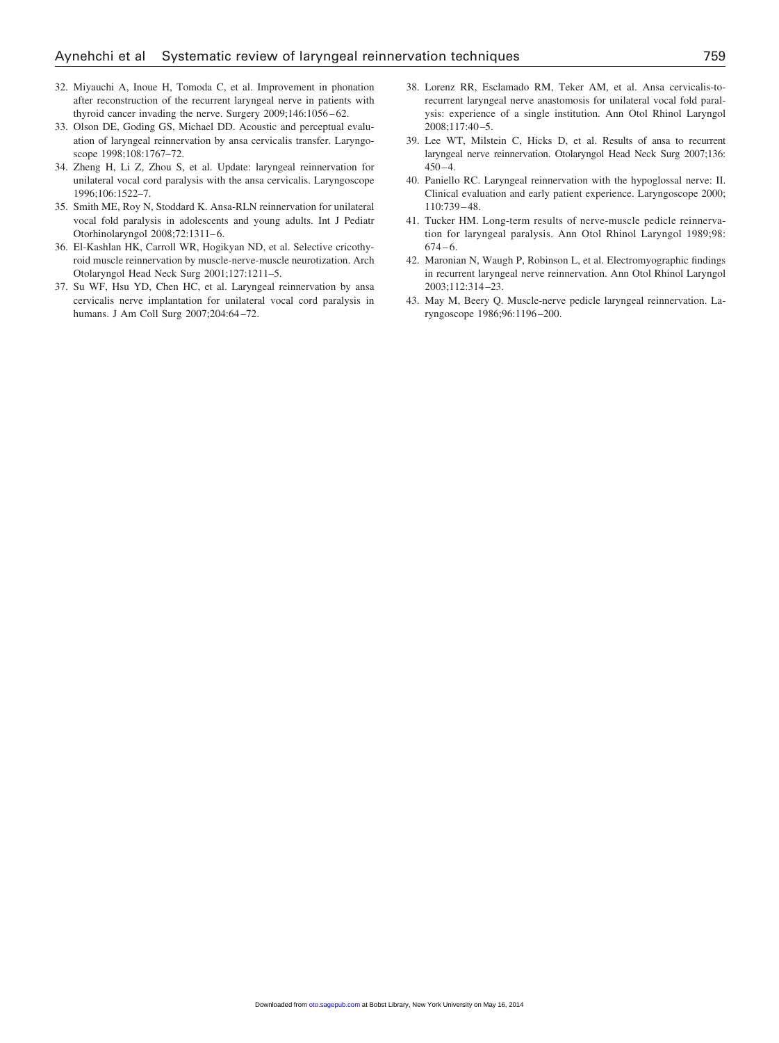32. Miyauchi A, Inoue H, Tomoda C, et al. Improvement in phonation after reconstruction of the recurrent laryngeal nerve in patients with thyroid cancer invading the nerve. Surgery 2009;146:1056–62.
33. Olson DE, Goding GS, Michael DD. Acoustic and perceptual evaluation of laryngeal reinnervation by ansa cervicalis transfer. Laryngoscope 1998;108:1767–72.
34. Zheng H, Li Z, Zhou S, et al. Update: laryngeal reinnervation for unilateral vocal cord paralysis with the ansa cervicalis. Laryngoscope 1996;106:1522–7.
35. Smith ME, Roy N, Stoddard K. Ansa-RLN reinnervation for unilateral vocal fold paralysis in adolescents and young adults. Int J Pediatr Otorhinolaryngol 2008;72:1311–6.
36. El-Kashlan HK, Carroll WR, Hogikyan ND, et al. Selective cricothyroid muscle reinnervation by muscle-nerve-muscle neurotization. Arch Otolaryngol Head Neck Surg 2001;127:1211–5.
37. Su WF, Hsu YD, Chen HC, et al. Laryngeal reinnervation by ansa cervicalis nerve implantation for unilateral vocal cord paralysis in humans. J Am Coll Surg 2007;204:64–72.
38. Lorenz RR, Esclamado RM, Teker AM, et al. Ansa cervicalis-to-recurrent laryngeal nerve anastomosis for unilateral vocal fold paralysis: experience of a single institution. Ann Otol Rhinol Laryngol 2008;117:40–5.
39. Lee WT, Milstein C, Hicks D, et al. Results of ansa to recurrent laryngeal nerve reinnervation. Otolaryngol Head Neck Surg 2007;136:450–4.
40. Paniello RC. Laryngeal reinnervation with the hypoglossal nerve: II. Clinical evaluation and early patient experience. Laryngoscope 2000;110:739–48.
41. Tucker HM. Long-term results of nerve-muscle pedicle reinnervation for laryngeal paralysis. Ann Otol Rhinol Laryngol 1989;98:674–6.
42. Maronian N, Waugh P, Robinson L, et al. Electromyographic findings in recurrent laryngeal nerve reinnervation. Ann Otol Rhinol Laryngol 2003;112:314–23.
43. May M, Beery Q. Muscle-nerve pedicle laryngeal reinnervation. Laryngoscope 1986;96:1196–200.